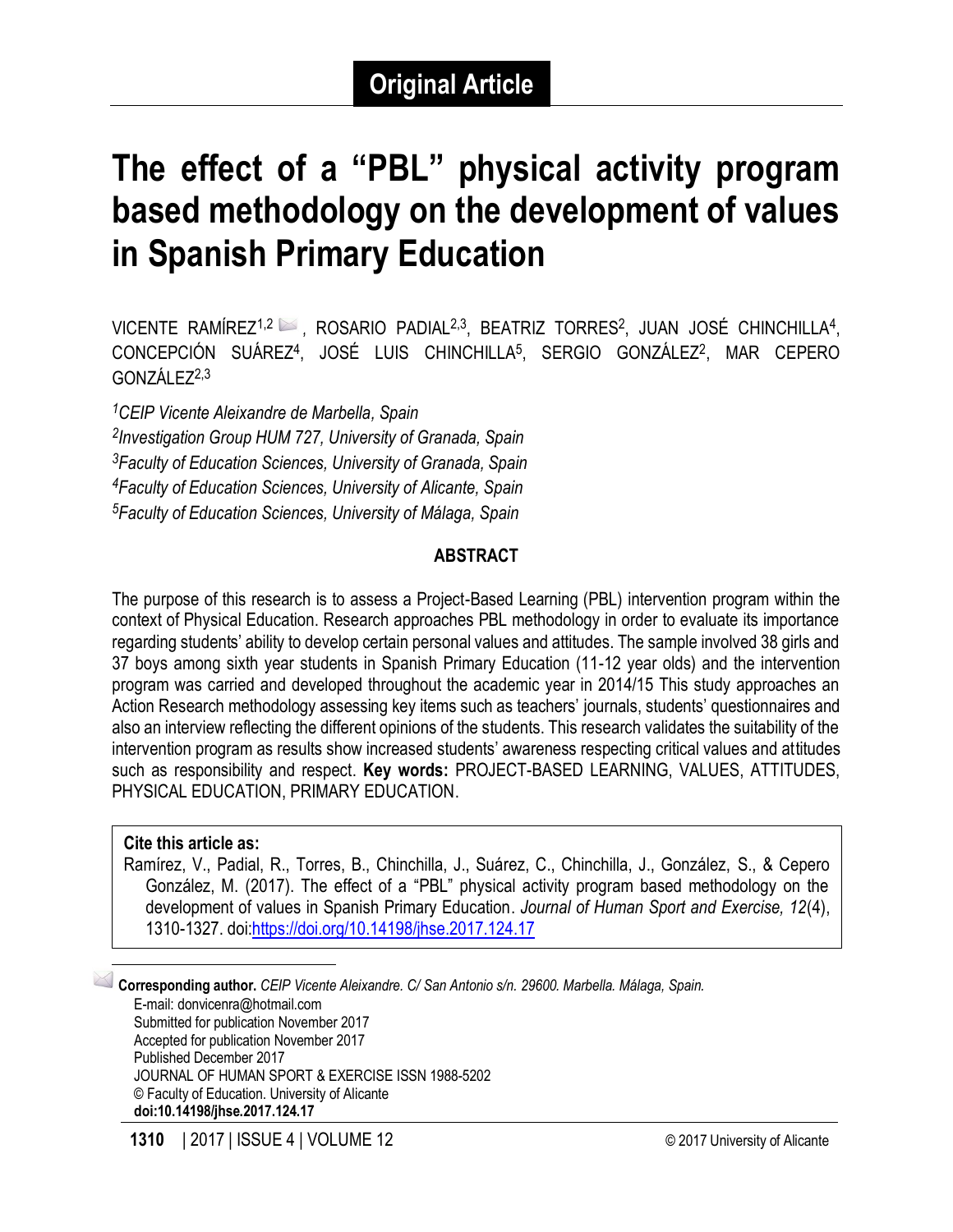Original Article

# The effect of a "PBL" physical activity program based methodology on the development of values in Spanish Primary Education

VICENTE RAMÍREZ[1,2], ROSARIO PADIAL[2,3], BEATRIZ TORRES[2], JUAN JOSÉ CHINCHILLA[4], CONCEPCIÓN SUÁREZ[4], JOSÉ LUIS CHINCHILLA[5], SERGIO GONZÁLEZ[2], MAR CEPERO GONZÁLEZ[2,3]

*[1]CEIP Vicente Aleixandre de Marbella, Spain*
*[2]Investigation Group HUM 727, University of Granada, Spain*
*[3]Faculty of Education Sciences, University of Granada, Spain*
*[4]Faculty of Education Sciences, University of Alicante, Spain*
*[5]Faculty of Education Sciences, University of Málaga, Spain*

## ABSTRACT

The purpose of this research is to assess a Project-Based Learning (PBL) intervention program within the context of Physical Education. Research approaches PBL methodology in order to evaluate its importance regarding students' ability to develop certain personal values and attitudes. The sample involved 38 girls and 37 boys among sixth year students in Spanish Primary Education (11-12 year olds) and the intervention program was carried and developed throughout the academic year in 2014/15 This study approaches an Action Research methodology assessing key items such as teachers' journals, students' questionnaires and also an interview reflecting the different opinions of the students. This research validates the suitability of the intervention program as results show increased students' awareness respecting critical values and attitudes such as responsibility and respect. **Key words:** PROJECT-BASED LEARNING, VALUES, ATTITUDES, PHYSICAL EDUCATION, PRIMARY EDUCATION.

**Cite this article as:**
Ramírez, V., Padial, R., Torres, B., Chinchilla, J., Suárez, C., Chinchilla, J., González, S., & Cepero González, M. (2017). The effect of a "PBL" physical activity program based methodology on the development of values in Spanish Primary Education. *Journal of Human Sport and Exercise, 12*(4), 1310-1327. doi:https://doi.org/10.14198/jhse.2017.124.17

**Corresponding author.** *CEIP Vicente Aleixandre. C/ San Antonio s/n. 29600. Marbella. Málaga, Spain.*
E-mail: donvicenra@hotmail.com
Submitted for publication November 2017
Accepted for publication November 2017
Published December 2017
JOURNAL OF HUMAN SPORT & EXERCISE ISSN 1988-5202
© Faculty of Education. University of Alicante
**doi:10.14198/jhse.2017.124.17**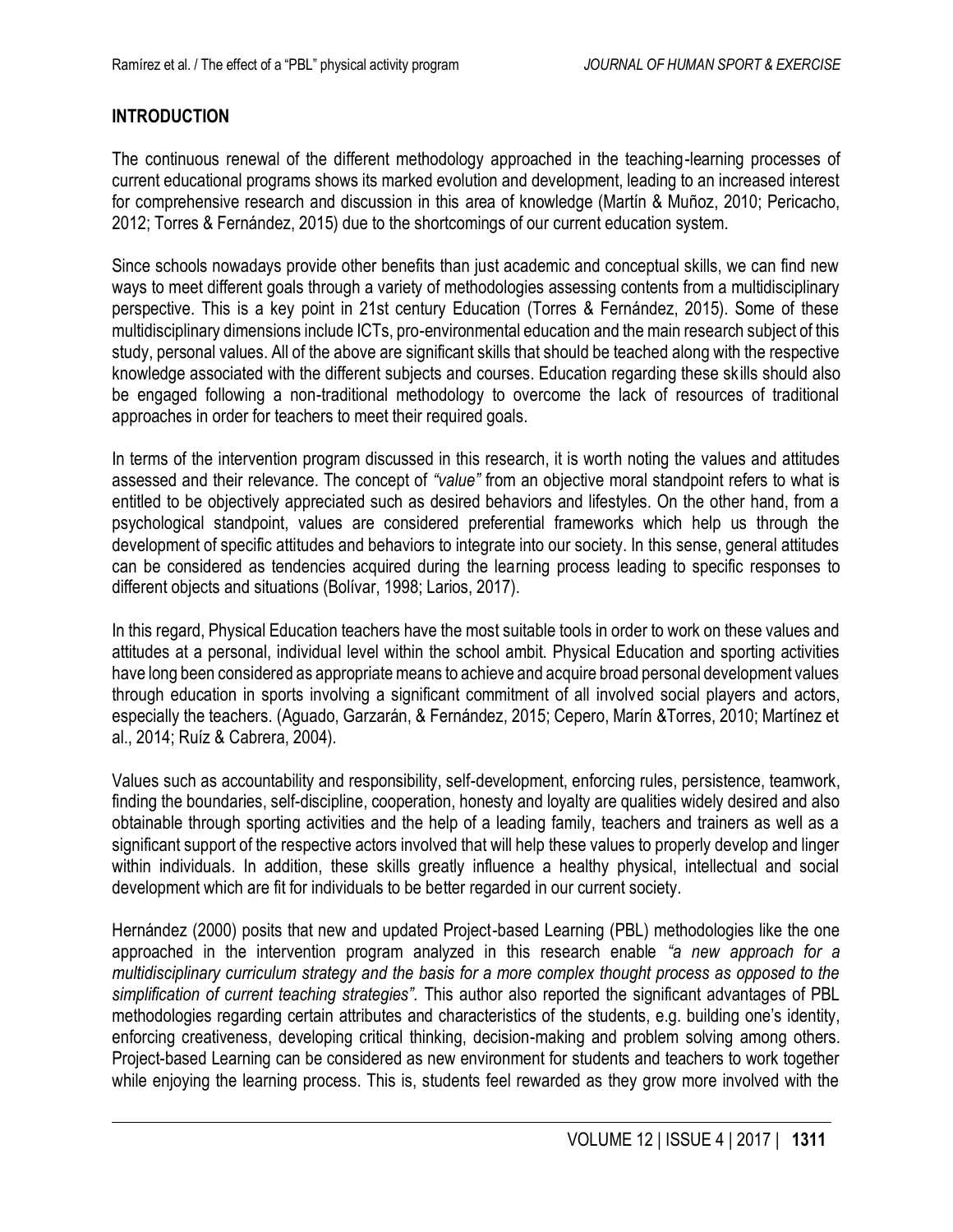## INTRODUCTION

The continuous renewal of the different methodology approached in the teaching-learning processes of current educational programs shows its marked evolution and development, leading to an increased interest for comprehensive research and discussion in this area of knowledge (Martín & Muñoz, 2010; Pericacho, 2012; Torres & Fernández, 2015) due to the shortcomings of our current education system.

Since schools nowadays provide other benefits than just academic and conceptual skills, we can find new ways to meet different goals through a variety of methodologies assessing contents from a multidisciplinary perspective. This is a key point in 21st century Education (Torres & Fernández, 2015). Some of these multidisciplinary dimensions include ICTs, pro-environmental education and the main research subject of this study, personal values. All of the above are significant skills that should be teached along with the respective knowledge associated with the different subjects and courses. Education regarding these skills should also be engaged following a non-traditional methodology to overcome the lack of resources of traditional approaches in order for teachers to meet their required goals.

In terms of the intervention program discussed in this research, it is worth noting the values and attitudes assessed and their relevance. The concept of *"value"* from an objective moral standpoint refers to what is entitled to be objectively appreciated such as desired behaviors and lifestyles. On the other hand, from a psychological standpoint, values are considered preferential frameworks which help us through the development of specific attitudes and behaviors to integrate into our society. In this sense, general attitudes can be considered as tendencies acquired during the learning process leading to specific responses to different objects and situations (Bolívar, 1998; Larios, 2017).

In this regard, Physical Education teachers have the most suitable tools in order to work on these values and attitudes at a personal, individual level within the school ambit. Physical Education and sporting activities have long been considered as appropriate means to achieve and acquire broad personal development values through education in sports involving a significant commitment of all involved social players and actors, especially the teachers. (Aguado, Garzarán, & Fernández, 2015; Cepero, Marín &Torres, 2010; Martínez et al., 2014; Ruíz & Cabrera, 2004).

Values such as accountability and responsibility, self-development, enforcing rules, persistence, teamwork, finding the boundaries, self-discipline, cooperation, honesty and loyalty are qualities widely desired and also obtainable through sporting activities and the help of a leading family, teachers and trainers as well as a significant support of the respective actors involved that will help these values to properly develop and linger within individuals. In addition, these skills greatly influence a healthy physical, intellectual and social development which are fit for individuals to be better regarded in our current society.

Hernández (2000) posits that new and updated Project-based Learning (PBL) methodologies like the one approached in the intervention program analyzed in this research enable *"a new approach for a multidisciplinary curriculum strategy and the basis for a more complex thought process as opposed to the simplification of current teaching strategies".* This author also reported the significant advantages of PBL methodologies regarding certain attributes and characteristics of the students, e.g. building one's identity, enforcing creativeness, developing critical thinking, decision-making and problem solving among others. Project-based Learning can be considered as new environment for students and teachers to work together while enjoying the learning process. This is, students feel rewarded as they grow more involved with the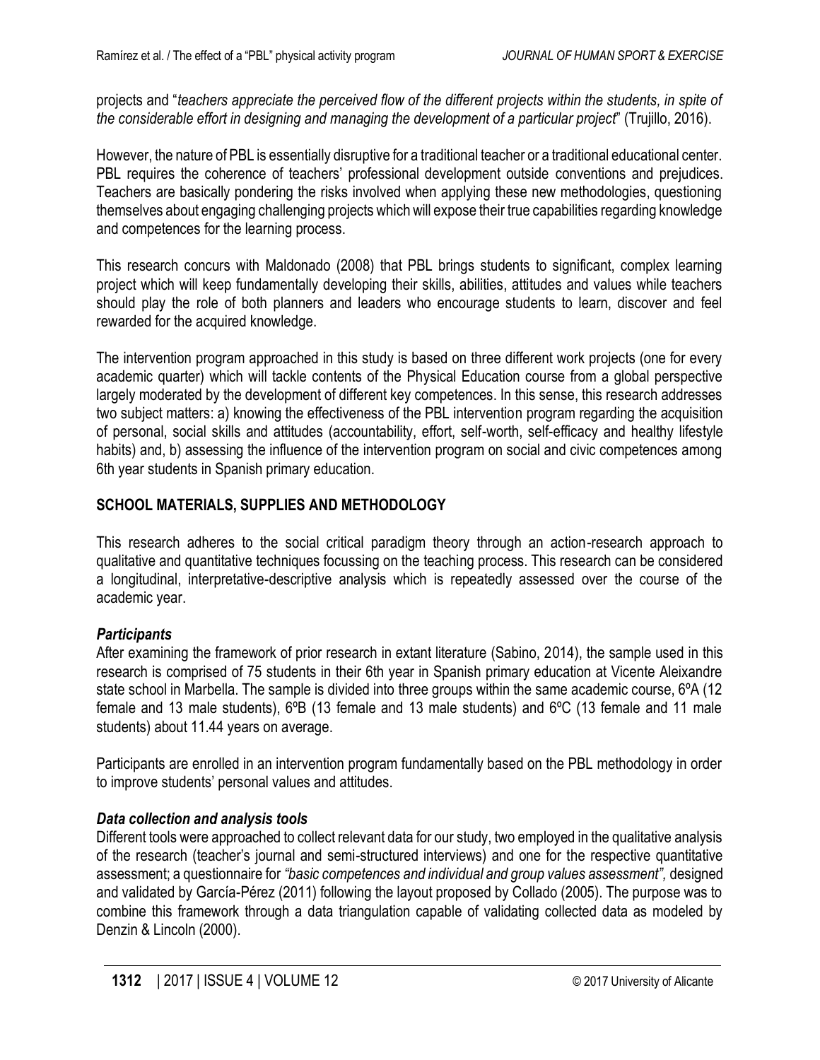projects and "*teachers appreciate the perceived flow of the different projects within the students, in spite of the considerable effort in designing and managing the development of a particular project*" (Trujillo, 2016).

However, the nature of PBL is essentially disruptive for a traditional teacher or a traditional educational center. PBL requires the coherence of teachers' professional development outside conventions and prejudices. Teachers are basically pondering the risks involved when applying these new methodologies, questioning themselves about engaging challenging projects which will expose their true capabilities regarding knowledge and competences for the learning process.

This research concurs with Maldonado (2008) that PBL brings students to significant, complex learning project which will keep fundamentally developing their skills, abilities, attitudes and values while teachers should play the role of both planners and leaders who encourage students to learn, discover and feel rewarded for the acquired knowledge.

The intervention program approached in this study is based on three different work projects (one for every academic quarter) which will tackle contents of the Physical Education course from a global perspective largely moderated by the development of different key competences. In this sense, this research addresses two subject matters: a) knowing the effectiveness of the PBL intervention program regarding the acquisition of personal, social skills and attitudes (accountability, effort, self-worth, self-efficacy and healthy lifestyle habits) and, b) assessing the influence of the intervention program on social and civic competences among 6th year students in Spanish primary education.

## SCHOOL MATERIALS, SUPPLIES AND METHODOLOGY

This research adheres to the social critical paradigm theory through an action-research approach to qualitative and quantitative techniques focussing on the teaching process. This research can be considered a longitudinal, interpretative-descriptive analysis which is repeatedly assessed over the course of the academic year.

### *Participants*

After examining the framework of prior research in extant literature (Sabino, 2014), the sample used in this research is comprised of 75 students in their 6th year in Spanish primary education at Vicente Aleixandre state school in Marbella. The sample is divided into three groups within the same academic course, 6ºA (12 female and 13 male students), 6ºB (13 female and 13 male students) and 6ºC (13 female and 11 male students) about 11.44 years on average.

Participants are enrolled in an intervention program fundamentally based on the PBL methodology in order to improve students' personal values and attitudes.

### *Data collection and analysis tools*

Different tools were approached to collect relevant data for our study, two employed in the qualitative analysis of the research (teacher's journal and semi-structured interviews) and one for the respective quantitative assessment; a questionnaire for *"basic competences and individual and group values assessment",* designed and validated by García-Pérez (2011) following the layout proposed by Collado (2005). The purpose was to combine this framework through a data triangulation capable of validating collected data as modeled by Denzin & Lincoln (2000).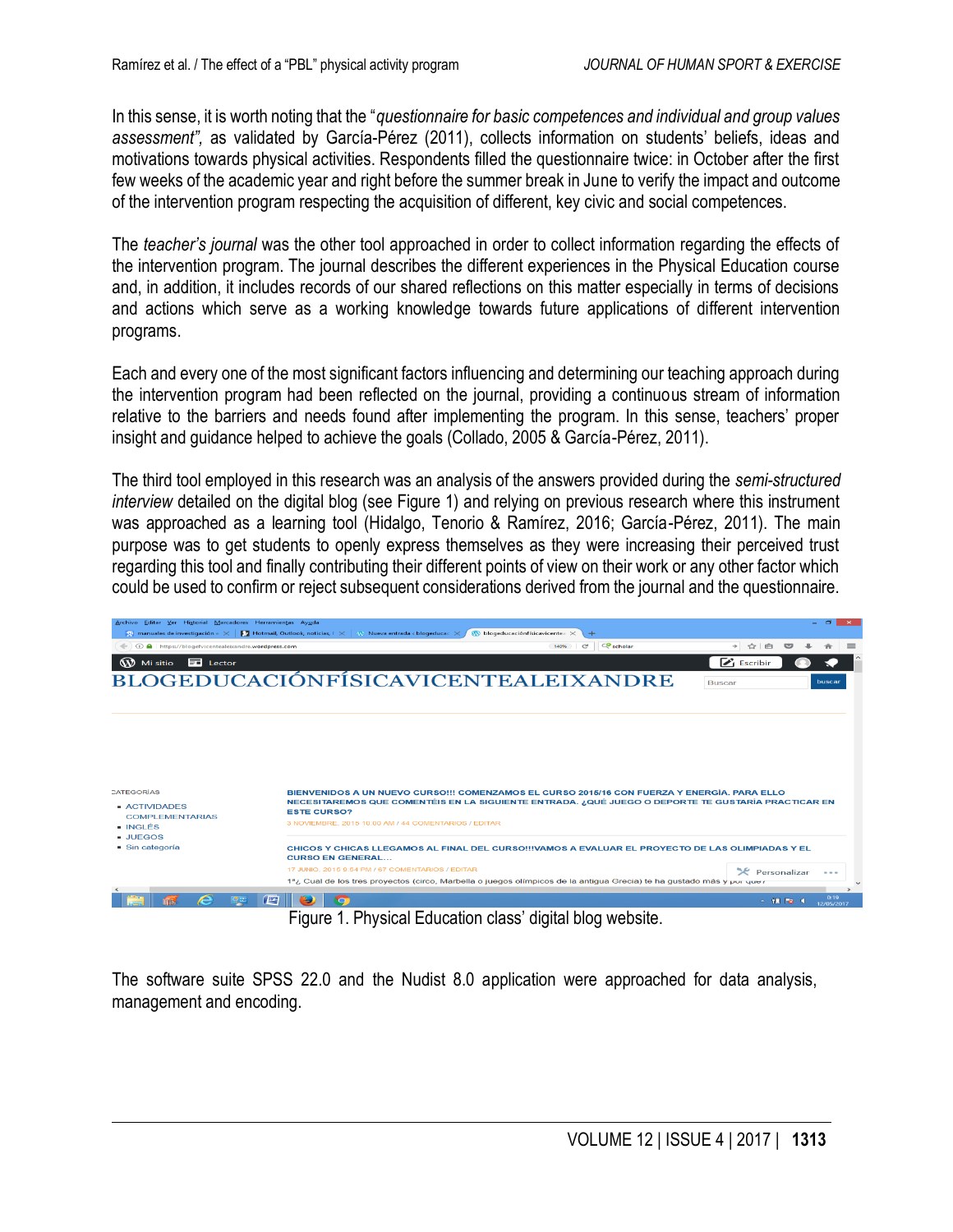In this sense, it is worth noting that the "*questionnaire for basic competences and individual and group values assessment*", as validated by García-Pérez (2011), collects information on students' beliefs, ideas and motivations towards physical activities. Respondents filled the questionnaire twice: in October after the first few weeks of the academic year and right before the summer break in June to verify the impact and outcome of the intervention program respecting the acquisition of different, key civic and social competences.

The *teacher's journal* was the other tool approached in order to collect information regarding the effects of the intervention program. The journal describes the different experiences in the Physical Education course and, in addition, it includes records of our shared reflections on this matter especially in terms of decisions and actions which serve as a working knowledge towards future applications of different intervention programs.

Each and every one of the most significant factors influencing and determining our teaching approach during the intervention program had been reflected on the journal, providing a continuous stream of information relative to the barriers and needs found after implementing the program. In this sense, teachers' proper insight and guidance helped to achieve the goals (Collado, 2005 & García-Pérez, 2011).

The third tool employed in this research was an analysis of the answers provided during the *semi-structured interview* detailed on the digital blog (see Figure 1) and relying on previous research where this instrument was approached as a learning tool (Hidalgo, Tenorio & Ramírez, 2016; García-Pérez, 2011). The main purpose was to get students to openly express themselves as they were increasing their perceived trust regarding this tool and finally contributing their different points of view on their work or any other factor which could be used to confirm or reject subsequent considerations derived from the journal and the questionnaire.

Figure 1. Physical Education class' digital blog website.

The software suite SPSS 22.0 and the Nudist 8.0 application were approached for data analysis, management and encoding.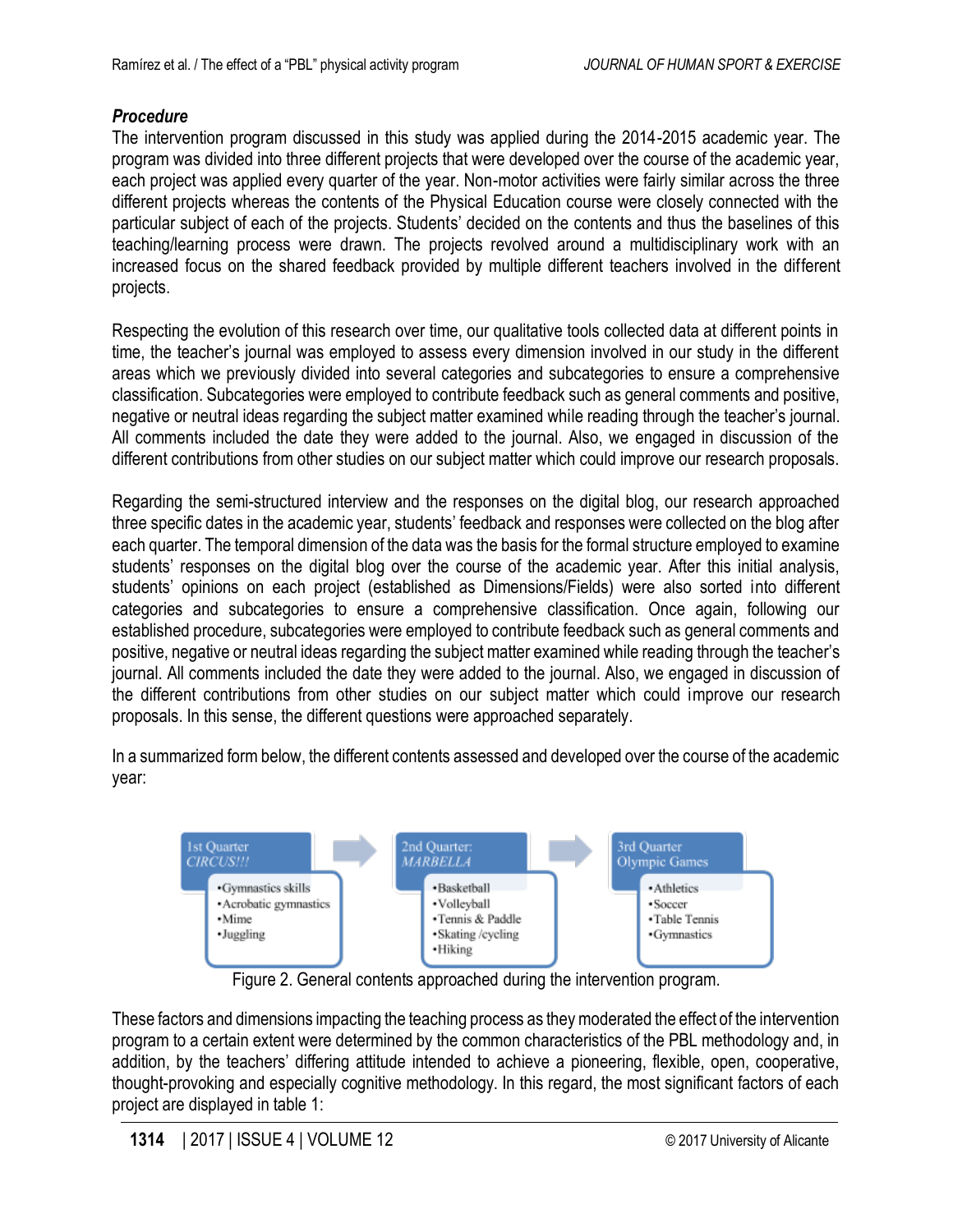### *Procedure*

The intervention program discussed in this study was applied during the 2014-2015 academic year. The program was divided into three different projects that were developed over the course of the academic year, each project was applied every quarter of the year. Non-motor activities were fairly similar across the three different projects whereas the contents of the Physical Education course were closely connected with the particular subject of each of the projects. Students' decided on the contents and thus the baselines of this teaching/learning process were drawn. The projects revolved around a multidisciplinary work with an increased focus on the shared feedback provided by multiple different teachers involved in the different projects.

Respecting the evolution of this research over time, our qualitative tools collected data at different points in time, the teacher's journal was employed to assess every dimension involved in our study in the different areas which we previously divided into several categories and subcategories to ensure a comprehensive classification. Subcategories were employed to contribute feedback such as general comments and positive, negative or neutral ideas regarding the subject matter examined while reading through the teacher's journal. All comments included the date they were added to the journal. Also, we engaged in discussion of the different contributions from other studies on our subject matter which could improve our research proposals.

Regarding the semi-structured interview and the responses on the digital blog, our research approached three specific dates in the academic year, students' feedback and responses were collected on the blog after each quarter. The temporal dimension of the data was the basis for the formal structure employed to examine students' responses on the digital blog over the course of the academic year. After this initial analysis, students' opinions on each project (established as Dimensions/Fields) were also sorted into different categories and subcategories to ensure a comprehensive classification. Once again, following our established procedure, subcategories were employed to contribute feedback such as general comments and positive, negative or neutral ideas regarding the subject matter examined while reading through the teacher's journal. All comments included the date they were added to the journal. Also, we engaged in discussion of the different contributions from other studies on our subject matter which could improve our research proposals. In this sense, the different questions were approached separately.

In a summarized form below, the different contents assessed and developed over the course of the academic year:

| 1st Quarter *CIRCUS!!!* | 2nd Quarter: *MARBELLA* | 3rd Quarter Olympic Games |
|---|---|---|
| •Gymnastics skills | •Basketball | •Athletics |
| •Acrobatic gymnastics | •Volleyball | •Soccer |
| •Mime | •Tennis & Paddle | •Table Tennis |
| •Juggling | •Skating /cycling | •Gymnastics |
| | •Hiking | |

Figure 2. General contents approached during the intervention program.

These factors and dimensions impacting the teaching process as they moderated the effect of the intervention program to a certain extent were determined by the common characteristics of the PBL methodology and, in addition, by the teachers' differing attitude intended to achieve a pioneering, flexible, open, cooperative, thought-provoking and especially cognitive methodology. In this regard, the most significant factors of each project are displayed in table 1: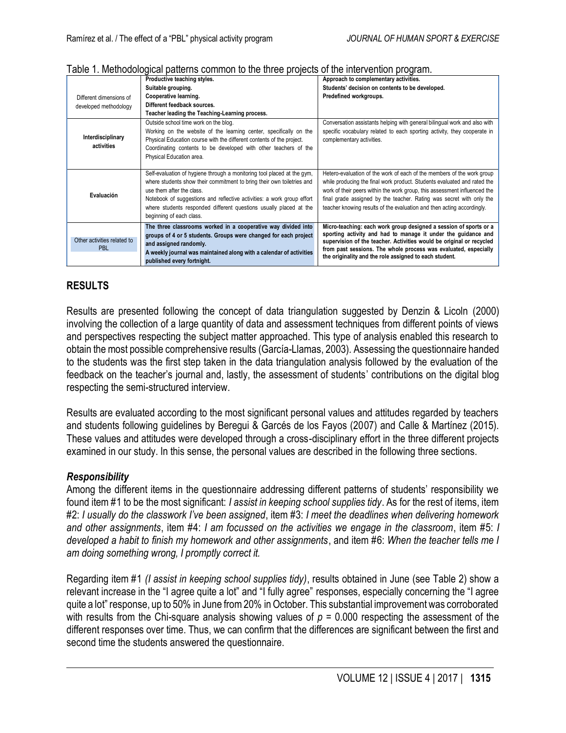Table 1. Methodological patterns common to the three projects of the intervention program.

| | | |
|---|---|---|
| Different dimensions of developed methodology | **Productive teaching styles.**<br>**Suitable grouping.**<br>**Cooperative learning.**<br>**Different feedback sources.**<br>**Teacher leading the Teaching-Learning process.** | **Approach to complementary activities.**<br>**Students' decision on contents to be developed.**<br>**Predefined workgroups.** |
| **Interdisciplinary activities** | Outside school time work on the blog.<br>Working on the website of the learning center, specifically on the Physical Education course with the different contents of the project.<br>Coordinating contents to be developed with other teachers of the Physical Education area. | Conversation assistants helping with general bilingual work and also with specific vocabulary related to each sporting activity, they cooperate in complementary activities. |
| **Evaluación** | Self-evaluation of hygiene through a monitoring tool placed at the gym, where students show their commitment to bring their own toiletries and use them after the class.<br>Notebook of suggestions and reflective activities: a work group effort where students responded different questions usually placed at the beginning of each class. | Hetero-evaluation of the work of each of the members of the work group while producing the final work product. Students evaluated and rated the work of their peers within the work group, this assessment influenced the final grade assigned by the teacher. Rating was secret with only the teacher knowing results of the evaluation and then acting accordingly. |
| Other activities related to PBL | **The three classrooms worked in a cooperative way divided into groups of 4 or 5 students. Groups were changed for each project and assigned randomly.**<br>**A weekly journal was maintained along with a calendar of activities published every fortnight.** | **Micro-teaching: each work group designed a session of sports or a sporting activity and had to manage it under the guidance and supervision of the teacher. Activities would be original or recycled from past sessions. The whole process was evaluated, especially the originality and the role assigned to each student.** |

## RESULTS

Results are presented following the concept of data triangulation suggested by Denzin & Licoln (2000) involving the collection of a large quantity of data and assessment techniques from different points of views and perspectives respecting the subject matter approached. This type of analysis enabled this research to obtain the most possible comprehensive results (García-Llamas, 2003). Assessing the questionnaire handed to the students was the first step taken in the data triangulation analysis followed by the evaluation of the feedback on the teacher's journal and, lastly, the assessment of students' contributions on the digital blog respecting the semi-structured interview.

Results are evaluated according to the most significant personal values and attitudes regarded by teachers and students following guidelines by Beregui & Garcés de los Fayos (2007) and Calle & Martínez (2015). These values and attitudes were developed through a cross-disciplinary effort in the three different projects examined in our study. In this sense, the personal values are described in the following three sections.

### *Responsibility*

Among the different items in the questionnaire addressing different patterns of students' responsibility we found item #1 to be the most significant: *I assist in keeping school supplies tidy*. As for the rest of items, item #2: *I usually do the classwork I've been assigned*, item #3: *I meet the deadlines when delivering homework and other assignments*, item #4: *I am focussed on the activities we engage in the classroom*, item #5: *I developed a habit to finish my homework and other assignments*, and item #6: *When the teacher tells me I am doing something wrong, I promptly correct it.*

Regarding item #1 *(I assist in keeping school supplies tidy)*, results obtained in June (see Table 2) show a relevant increase in the "I agree quite a lot" and "I fully agree" responses, especially concerning the "I agree quite a lot" response, up to 50% in June from 20% in October. This substantial improvement was corroborated with results from the Chi-square analysis showing values of $p = 0.000$ respecting the assessment of the different responses over time. Thus, we can confirm that the differences are significant between the first and second time the students answered the questionnaire.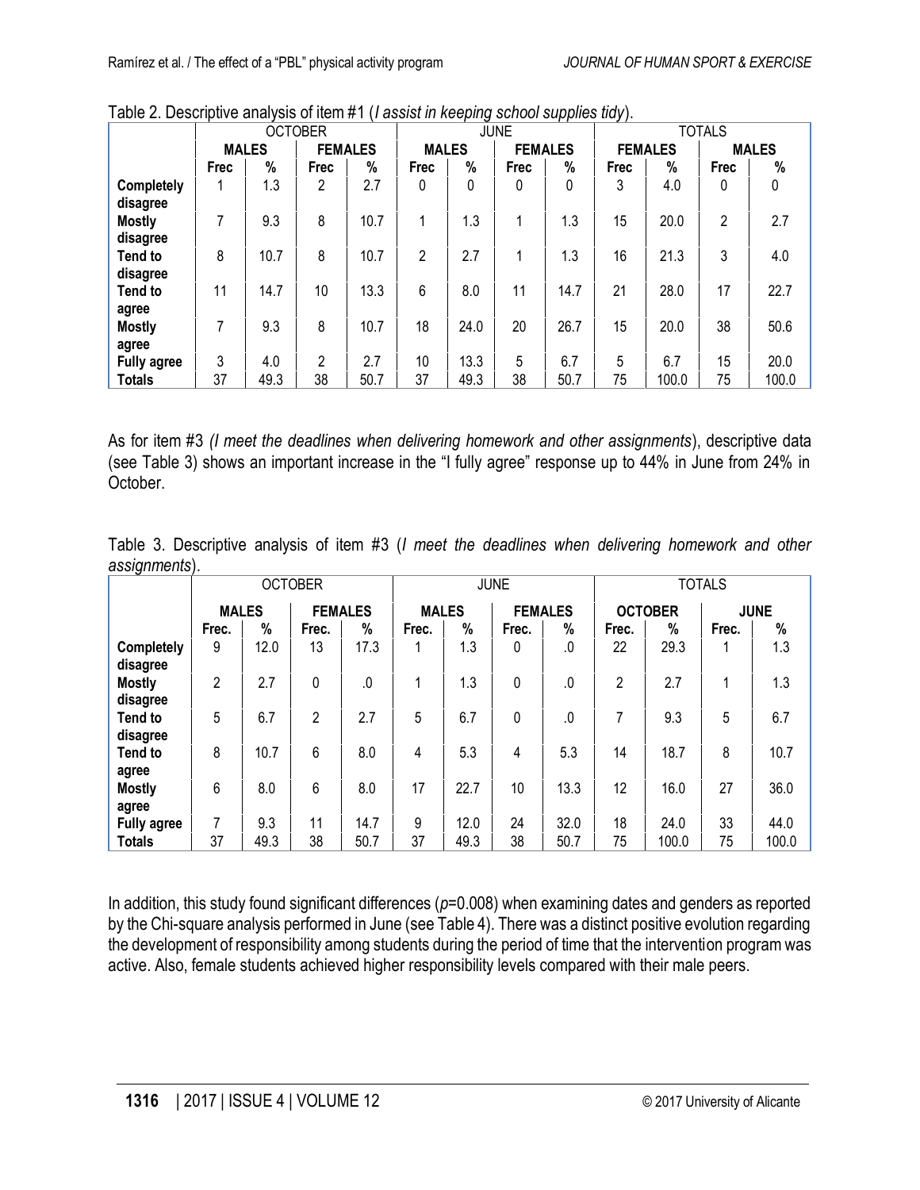Table 2. Descriptive analysis of item #1 (*I assist in keeping school supplies tidy*).

| | OCTOBER | | | | JUNE | | | | TOTALS | | | |
|---|---|---|---|---|---|---|---|---|---|---|---|---|
| | **MALES** | | **FEMALES** | | **MALES** | | **FEMALES** | | **FEMALES** | | **MALES** | |
| | **Frec** | **%** | **Frec** | **%** | **Frec** | **%** | **Frec** | **%** | **Frec** | **%** | **Frec** | **%** |
| **Completely disagree** | 1 | 1.3 | 2 | 2.7 | 0 | 0 | 0 | 0 | 3 | 4.0 | 0 | 0 |
| **Mostly disagree** | 7 | 9.3 | 8 | 10.7 | 1 | 1.3 | 1 | 1.3 | 15 | 20.0 | 2 | 2.7 |
| **Tend to disagree** | 8 | 10.7 | 8 | 10.7 | 2 | 2.7 | 1 | 1.3 | 16 | 21.3 | 3 | 4.0 |
| **Tend to agree** | 11 | 14.7 | 10 | 13.3 | 6 | 8.0 | 11 | 14.7 | 21 | 28.0 | 17 | 22.7 |
| **Mostly agree** | 7 | 9.3 | 8 | 10.7 | 18 | 24.0 | 20 | 26.7 | 15 | 20.0 | 38 | 50.6 |
| **Fully agree** | 3 | 4.0 | 2 | 2.7 | 10 | 13.3 | 5 | 6.7 | 5 | 6.7 | 15 | 20.0 |
| **Totals** | 37 | 49.3 | 38 | 50.7 | 37 | 49.3 | 38 | 50.7 | 75 | 100.0 | 75 | 100.0 |

As for item #3 *(I meet the deadlines when delivering homework and other assignments*), descriptive data (see Table 3) shows an important increase in the "I fully agree" response up to 44% in June from 24% in October.

Table 3. Descriptive analysis of item #3 (*I meet the deadlines when delivering homework and other assignments*).

| | OCTOBER | | | | JUNE | | | | TOTALS | | | |
|---|---|---|---|---|---|---|---|---|---|---|---|---|
| | **MALES** | | **FEMALES** | | **MALES** | | **FEMALES** | | **OCTOBER** | | **JUNE** | |
| | **Frec.** | **%** | **Frec.** | **%** | **Frec.** | **%** | **Frec.** | **%** | **Frec.** | **%** | **Frec.** | **%** |
| **Completely disagree** | 9 | 12.0 | 13 | 17.3 | 1 | 1.3 | 0 | .0 | 22 | 29.3 | 1 | 1.3 |
| **Mostly disagree** | 2 | 2.7 | 0 | .0 | 1 | 1.3 | 0 | .0 | 2 | 2.7 | 1 | 1.3 |
| **Tend to disagree** | 5 | 6.7 | 2 | 2.7 | 5 | 6.7 | 0 | .0 | 7 | 9.3 | 5 | 6.7 |
| **Tend to agree** | 8 | 10.7 | 6 | 8.0 | 4 | 5.3 | 4 | 5.3 | 14 | 18.7 | 8 | 10.7 |
| **Mostly agree** | 6 | 8.0 | 6 | 8.0 | 17 | 22.7 | 10 | 13.3 | 12 | 16.0 | 27 | 36.0 |
| **Fully agree** | 7 | 9.3 | 11 | 14.7 | 9 | 12.0 | 24 | 32.0 | 18 | 24.0 | 33 | 44.0 |
| **Totals** | 37 | 49.3 | 38 | 50.7 | 37 | 49.3 | 38 | 50.7 | 75 | 100.0 | 75 | 100.0 |

In addition, this study found significant differences ($p$=0.008) when examining dates and genders as reported by the Chi-square analysis performed in June (see Table 4). There was a distinct positive evolution regarding the development of responsibility among students during the period of time that the intervention program was active. Also, female students achieved higher responsibility levels compared with their male peers.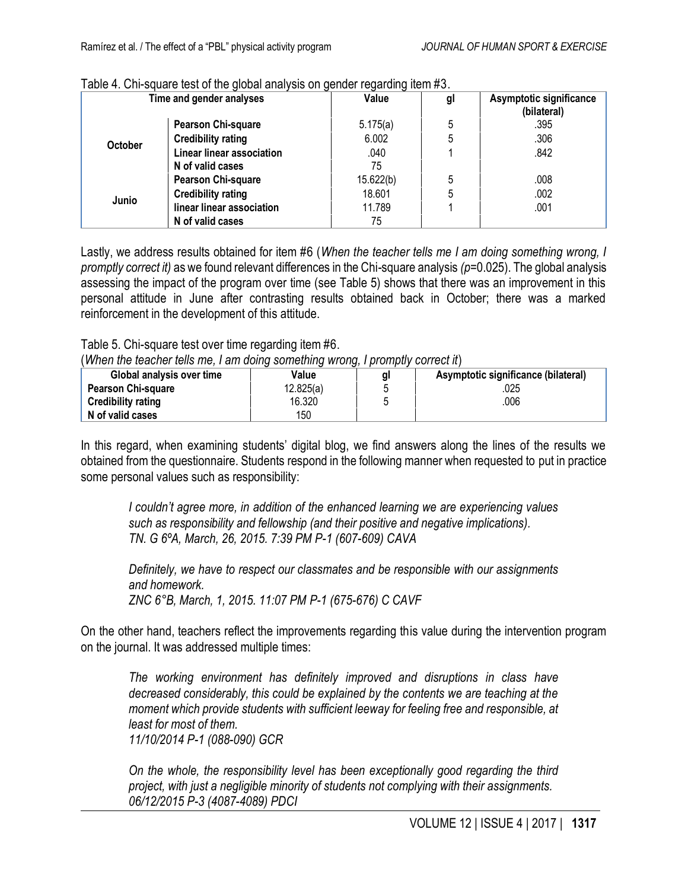Table 4. Chi-square test of the global analysis on gender regarding item #3.

| Time and gender analyses | | Value | gl | Asymptotic significance (bilateral) |
|---|---|---|---|---|
| October | **Pearson Chi-square** | 5.175(a) | 5 | .395 |
| | **Credibility rating** | 6.002 | 5 | .306 |
| | **Linear linear association** | .040 | 1 | .842 |
| | **N of valid cases** | 75 | | |
| Junio | **Pearson Chi-square** | 15.622(b) | 5 | .008 |
| | **Credibility rating** | 18.601 | 5 | .002 |
| | **linear linear association** | 11.789 | 1 | .001 |
| | **N of valid cases** | 75 | | |

Lastly, we address results obtained for item #6 (*When the teacher tells me I am doing something wrong, I promptly correct it)* as we found relevant differences in the Chi-square analysis *(p*=0.025). The global analysis assessing the impact of the program over time (see Table 5) shows that there was an improvement in this personal attitude in June after contrasting results obtained back in October; there was a marked reinforcement in the development of this attitude.

Table 5. Chi-square test over time regarding item #6.
(*When the teacher tells me, I am doing something wrong, I promptly correct it*)

| Global analysis over time | Value | gl | Asymptotic significance (bilateral) |
|---|---|---|---|
| **Pearson Chi-square** | 12.825(a) | 5 | .025 |
| **Credibility rating** | 16.320 | 5 | .006 |
| **N of valid cases** | 150 | | |

In this regard, when examining students' digital blog, we find answers along the lines of the results we obtained from the questionnaire. Students respond in the following manner when requested to put in practice some personal values such as responsibility:

> *I couldn't agree more, in addition of the enhanced learning we are experiencing values such as responsibility and fellowship (and their positive and negative implications).*
> *TN. G 6ºA, March, 26, 2015. 7:39 PM P-1 (607-609) CAVA*

> *Definitely, we have to respect our classmates and be responsible with our assignments and homework.*
> *ZNC 6°B, March, 1, 2015. 11:07 PM P-1 (675-676) C CAVF*

On the other hand, teachers reflect the improvements regarding this value during the intervention program on the journal. It was addressed multiple times:

> *The working environment has definitely improved and disruptions in class have decreased considerably, this could be explained by the contents we are teaching at the moment which provide students with sufficient leeway for feeling free and responsible, at least for most of them.*
> *11/10/2014 P-1 (088-090) GCR*

> *On the whole, the responsibility level has been exceptionally good regarding the third project, with just a negligible minority of students not complying with their assignments.*
> *06/12/2015 P-3 (4087-4089) PDCI*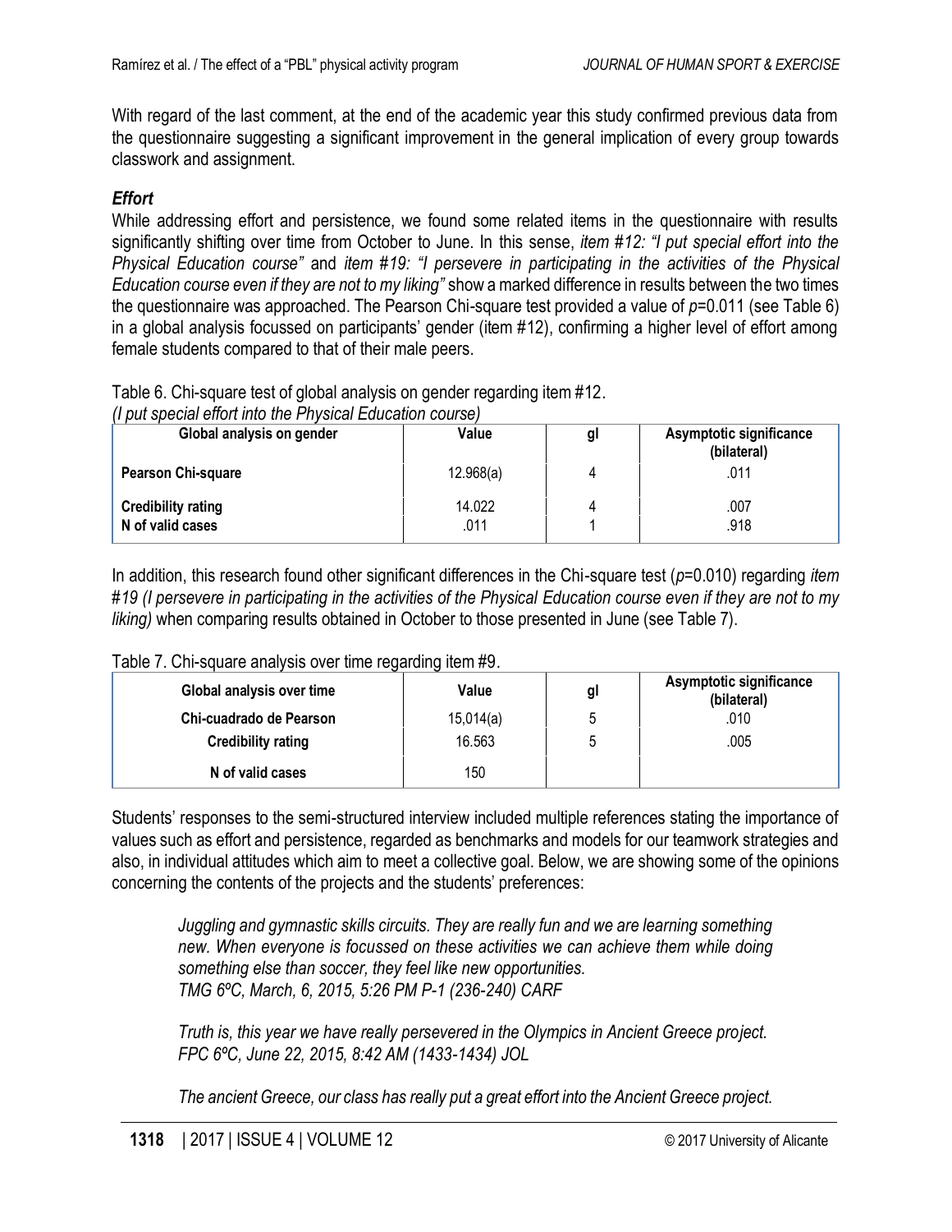With regard of the last comment, at the end of the academic year this study confirmed previous data from the questionnaire suggesting a significant improvement in the general implication of every group towards classwork and assignment.

### *Effort*

While addressing effort and persistence, we found some related items in the questionnaire with results significantly shifting over time from October to June. In this sense, *item #12: "I put special effort into the Physical Education course"* and *item #19: "I persevere in participating in the activities of the Physical Education course even if they are not to my liking"* show a marked difference in results between the two times the questionnaire was approached. The Pearson Chi-square test provided a value of $p$=0.011 (see Table 6) in a global analysis focussed on participants' gender (item #12), confirming a higher level of effort among female students compared to that of their male peers.

Table 6. Chi-square test of global analysis on gender regarding item #12.
*(I put special effort into the Physical Education course)*

| Global analysis on gender | Value | gl | Asymptotic significance (bilateral) |
|---|---|---|---|
| **Pearson Chi-square** | 12.968(a) | 4 | .011 |
| **Credibility rating** | 14.022 | 4 | .007 |
| **N of valid cases** | .011 | 1 | .918 |

In addition, this research found other significant differences in the Chi-square test ($p$=0.010) regarding *item #19 (I persevere in participating in the activities of the Physical Education course even if they are not to my liking)* when comparing results obtained in October to those presented in June (see Table 7).

Table 7. Chi-square analysis over time regarding item #9.

| Global analysis over time | Value | gl | Asymptotic significance (bilateral) |
|---|---|---|---|
| **Chi-cuadrado de Pearson** | 15,014(a) | 5 | .010 |
| **Credibility rating** | 16.563 | 5 | .005 |
| **N of valid cases** | 150 | | |

Students' responses to the semi-structured interview included multiple references stating the importance of values such as effort and persistence, regarded as benchmarks and models for our teamwork strategies and also, in individual attitudes which aim to meet a collective goal. Below, we are showing some of the opinions concerning the contents of the projects and the students' preferences:

> *Juggling and gymnastic skills circuits. They are really fun and we are learning something new. When everyone is focussed on these activities we can achieve them while doing something else than soccer, they feel like new opportunities.*
> *TMG 6ºC, March, 6, 2015, 5:26 PM P-1 (236-240) CARF*

> *Truth is, this year we have really persevered in the Olympics in Ancient Greece project.*
> *FPC 6ºC, June 22, 2015, 8:42 AM (1433-1434) JOL*

> *The ancient Greece, our class has really put a great effort into the Ancient Greece project.*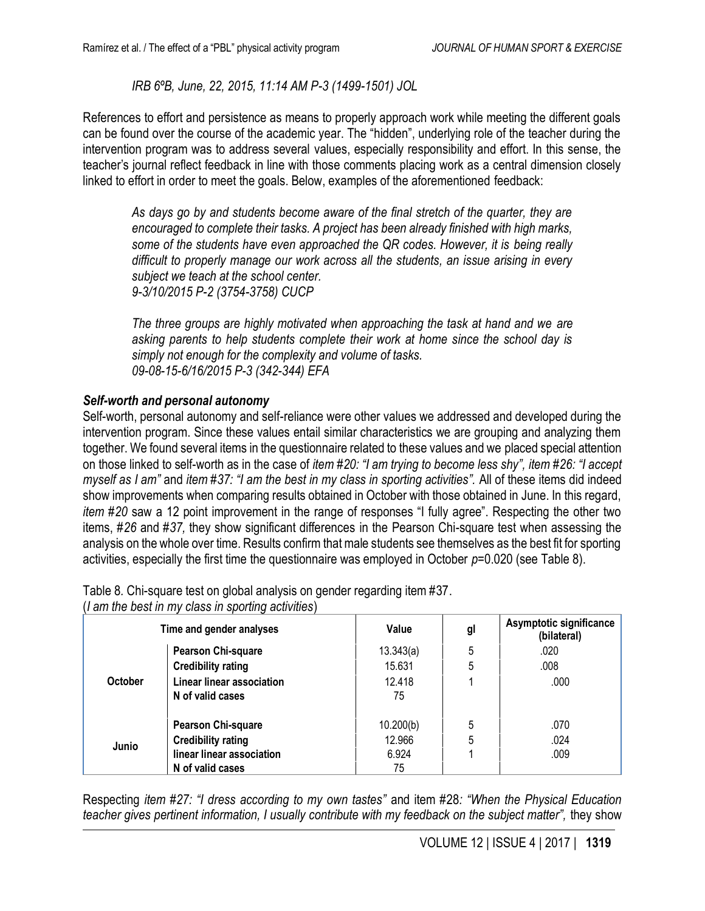*IRB 6ºB, June, 22, 2015, 11:14 AM P-3 (1499-1501) JOL*

References to effort and persistence as means to properly approach work while meeting the different goals can be found over the course of the academic year. The "hidden", underlying role of the teacher during the intervention program was to address several values, especially responsibility and effort. In this sense, the teacher's journal reflect feedback in line with those comments placing work as a central dimension closely linked to effort in order to meet the goals. Below, examples of the aforementioned feedback:

> *As days go by and students become aware of the final stretch of the quarter, they are encouraged to complete their tasks. A project has been already finished with high marks, some of the students have even approached the QR codes. However, it is being really difficult to properly manage our work across all the students, an issue arising in every subject we teach at the school center.*
> *9-3/10/2015 P-2 (3754-3758) CUCP*

> *The three groups are highly motivated when approaching the task at hand and we are asking parents to help students complete their work at home since the school day is simply not enough for the complexity and volume of tasks.*
> *09-08-15-6/16/2015 P-3 (342-344) EFA*

### *Self-worth and personal autonomy*

Self-worth, personal autonomy and self-reliance were other values we addressed and developed during the intervention program. Since these values entail similar characteristics we are grouping and analyzing them together. We found several items in the questionnaire related to these values and we placed special attention on those linked to self-worth as in the case of *item #20: "I am trying to become less shy"*, *item #26: "I accept myself as I am"* and *item #37: "I am the best in my class in sporting activities".* All of these items did indeed show improvements when comparing results obtained in October with those obtained in June. In this regard, *item #20* saw a 12 point improvement in the range of responses "I fully agree". Respecting the other two items, *#26* and *#37,* they show significant differences in the Pearson Chi-square test when assessing the analysis on the whole over time. Results confirm that male students see themselves as the best fit for sporting activities, especially the first time the questionnaire was employed in October $p$=0.020 (see Table 8).

Table 8. Chi-square test on global analysis on gender regarding item #37.
(*I am the best in my class in sporting activities*)

| Time and gender analyses | | Value | gl | Asymptotic significance (bilateral) |
|---|---|---|---|---|
| October | Pearson Chi-square | 13.343(a) | 5 | .020 |
| | Credibility rating | 15.631 | 5 | .008 |
| | Linear linear association | 12.418 | 1 | .000 |
| | N of valid cases | 75 | | |
| Junio | Pearson Chi-square | 10.200(b) | 5 | .070 |
| | Credibility rating | 12.966 | 5 | .024 |
| | linear linear association | 6.924 | 1 | .009 |
| | N of valid cases | 75 | | |

Respecting *item #27: "I dress according to my own tastes"* and item #28*: "When the Physical Education teacher gives pertinent information, I usually contribute with my feedback on the subject matter",* they show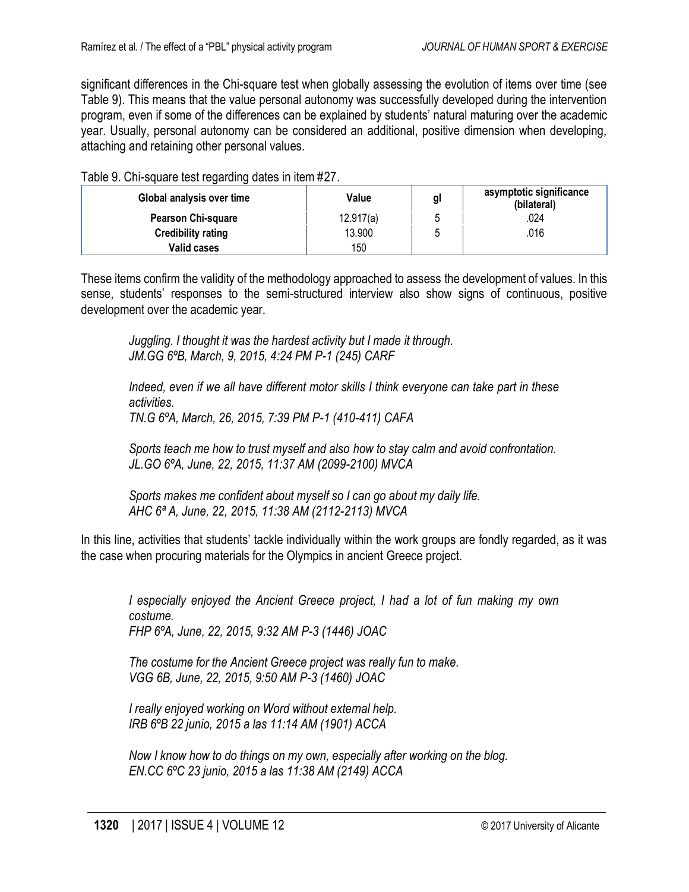significant differences in the Chi-square test when globally assessing the evolution of items over time (see Table 9). This means that the value personal autonomy was successfully developed during the intervention program, even if some of the differences can be explained by students' natural maturing over the academic year. Usually, personal autonomy can be considered an additional, positive dimension when developing, attaching and retaining other personal values.

Table 9. Chi-square test regarding dates in item #27.

| Global analysis over time | Value | gl | asymptotic significance (bilateral) |
|---|---|---|---|
| **Pearson Chi-square** | 12.917(a) | 5 | .024 |
| **Credibility rating** | 13.900 | 5 | .016 |
| **Valid cases** | 150 | | |

These items confirm the validity of the methodology approached to assess the development of values. In this sense, students' responses to the semi-structured interview also show signs of continuous, positive development over the academic year.

> *Juggling. I thought it was the hardest activity but I made it through.*
> *JM.GG 6ºB, March, 9, 2015, 4:24 PM P-1 (245) CARF*
>
> *Indeed, even if we all have different motor skills I think everyone can take part in these activities.*
> *TN.G 6ºA, March, 26, 2015, 7:39 PM P-1 (410-411) CAFA*
>
> *Sports teach me how to trust myself and also how to stay calm and avoid confrontation.*
> *JL.GO 6ºA, June, 22, 2015, 11:37 AM (2099-2100) MVCA*
>
> *Sports makes me confident about myself so I can go about my daily life.*
> *AHC 6ª A, June, 22, 2015, 11:38 AM (2112-2113) MVCA*

In this line, activities that students' tackle individually within the work groups are fondly regarded, as it was the case when procuring materials for the Olympics in ancient Greece project.

> *I especially enjoyed the Ancient Greece project, I had a lot of fun making my own costume.*
> *FHP 6ºA, June, 22, 2015, 9:32 AM P-3 (1446) JOAC*
>
> *The costume for the Ancient Greece project was really fun to make.*
> *VGG 6B, June, 22, 2015, 9:50 AM P-3 (1460) JOAC*
>
> *I really enjoyed working on Word without external help.*
> *IRB 6ºB 22 junio, 2015 a las 11:14 AM (1901) ACCA*
>
> *Now I know how to do things on my own, especially after working on the blog.*
> *EN.CC 6ºC 23 junio, 2015 a las 11:38 AM (2149) ACCA*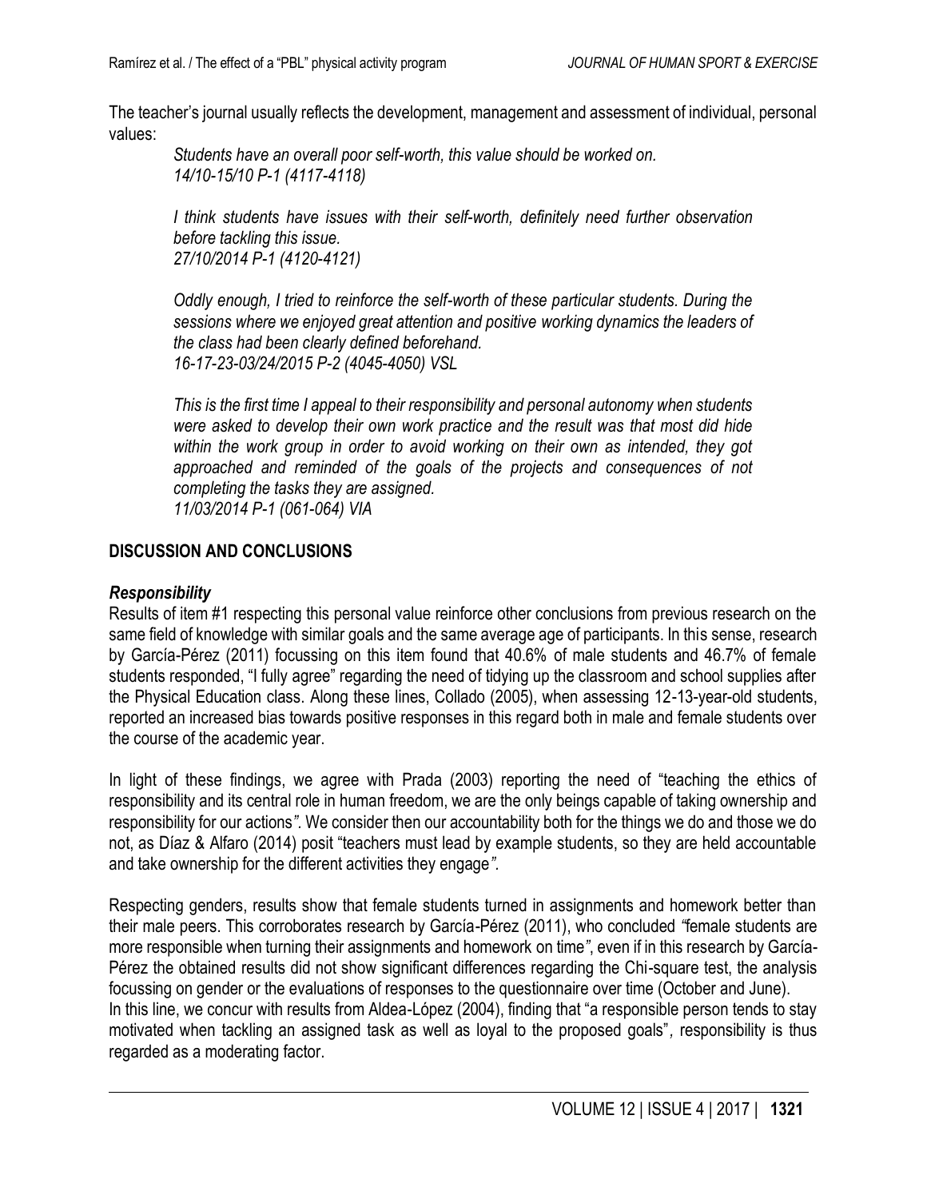The teacher's journal usually reflects the development, management and assessment of individual, personal values:

> *Students have an overall poor self-worth, this value should be worked on.*
> *14/10-15/10 P-1 (4117-4118)*
>
> *I think students have issues with their self-worth, definitely need further observation before tackling this issue.*
> *27/10/2014 P-1 (4120-4121)*
>
> *Oddly enough, I tried to reinforce the self-worth of these particular students. During the sessions where we enjoyed great attention and positive working dynamics the leaders of the class had been clearly defined beforehand.*
> *16-17-23-03/24/2015 P-2 (4045-4050) VSL*
>
> *This is the first time I appeal to their responsibility and personal autonomy when students were asked to develop their own work practice and the result was that most did hide within the work group in order to avoid working on their own as intended, they got approached and reminded of the goals of the projects and consequences of not completing the tasks they are assigned.*
> *11/03/2014 P-1 (061-064) VIA*

## DISCUSSION AND CONCLUSIONS

### *Responsibility*

Results of item #1 respecting this personal value reinforce other conclusions from previous research on the same field of knowledge with similar goals and the same average age of participants. In this sense, research by García-Pérez (2011) focussing on this item found that 40.6% of male students and 46.7% of female students responded, "I fully agree" regarding the need of tidying up the classroom and school supplies after the Physical Education class. Along these lines, Collado (2005), when assessing 12-13-year-old students, reported an increased bias towards positive responses in this regard both in male and female students over the course of the academic year.

In light of these findings, we agree with Prada (2003) reporting the need of "teaching the ethics of responsibility and its central role in human freedom, we are the only beings capable of taking ownership and responsibility for our actions*"*. We consider then our accountability both for the things we do and those we do not, as Díaz & Alfaro (2014) posit "teachers must lead by example students, so they are held accountable and take ownership for the different activities they engage*"*.

Respecting genders, results show that female students turned in assignments and homework better than their male peers. This corroborates research by García-Pérez (2011), who concluded *"*female students are more responsible when turning their assignments and homework on time*"*, even if in this research by García-Pérez the obtained results did not show significant differences regarding the Chi-square test, the analysis focussing on gender or the evaluations of responses to the questionnaire over time (October and June).
In this line, we concur with results from Aldea-López (2004), finding that "a responsible person tends to stay motivated when tackling an assigned task as well as loyal to the proposed goals"*,* responsibility is thus regarded as a moderating factor.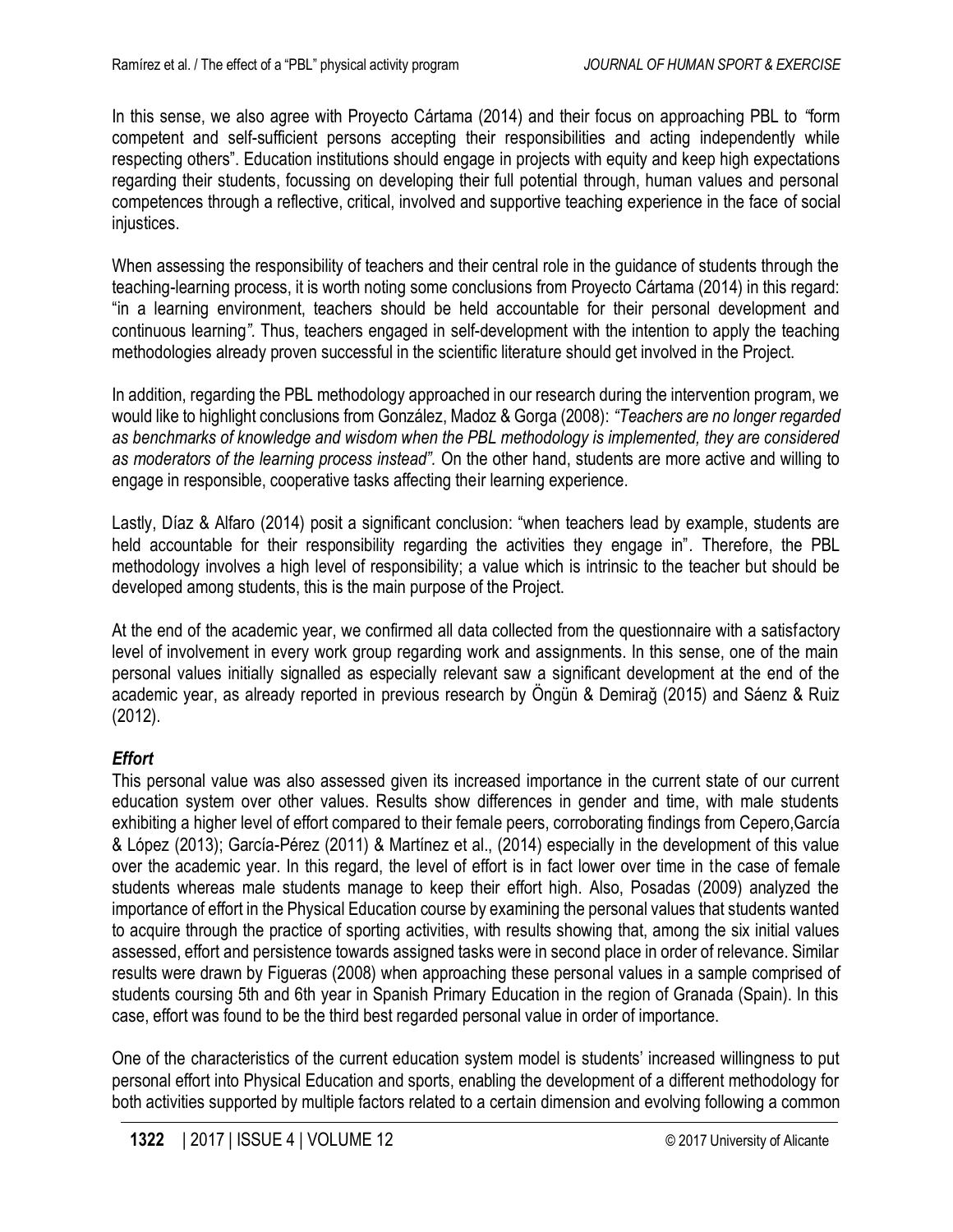In this sense, we also agree with Proyecto Cártama (2014) and their focus on approaching PBL to *"*form competent and self-sufficient persons accepting their responsibilities and acting independently while respecting others". Education institutions should engage in projects with equity and keep high expectations regarding their students, focussing on developing their full potential through, human values and personal competences through a reflective, critical, involved and supportive teaching experience in the face of social injustices.

When assessing the responsibility of teachers and their central role in the guidance of students through the teaching-learning process, it is worth noting some conclusions from Proyecto Cártama (2014) in this regard: "in a learning environment, teachers should be held accountable for their personal development and continuous learning*"*. Thus, teachers engaged in self-development with the intention to apply the teaching methodologies already proven successful in the scientific literature should get involved in the Project.

In addition, regarding the PBL methodology approached in our research during the intervention program, we would like to highlight conclusions from González, Madoz & Gorga (2008): *"Teachers are no longer regarded as benchmarks of knowledge and wisdom when the PBL methodology is implemented, they are considered as moderators of the learning process instead"*. On the other hand, students are more active and willing to engage in responsible, cooperative tasks affecting their learning experience.

Lastly, Díaz & Alfaro (2014) posit a significant conclusion: "when teachers lead by example, students are held accountable for their responsibility regarding the activities they engage in". Therefore, the PBL methodology involves a high level of responsibility; a value which is intrinsic to the teacher but should be developed among students, this is the main purpose of the Project.

At the end of the academic year, we confirmed all data collected from the questionnaire with a satisfactory level of involvement in every work group regarding work and assignments. In this sense, one of the main personal values initially signalled as especially relevant saw a significant development at the end of the academic year, as already reported in previous research by Öngün & Demirağ (2015) and Sáenz & Ruiz (2012).

### *Effort*

This personal value was also assessed given its increased importance in the current state of our current education system over other values. Results show differences in gender and time, with male students exhibiting a higher level of effort compared to their female peers, corroborating findings from Cepero,García & López (2013); García-Pérez (2011) & Martínez et al., (2014) especially in the development of this value over the academic year. In this regard, the level of effort is in fact lower over time in the case of female students whereas male students manage to keep their effort high. Also, Posadas (2009) analyzed the importance of effort in the Physical Education course by examining the personal values that students wanted to acquire through the practice of sporting activities, with results showing that, among the six initial values assessed, effort and persistence towards assigned tasks were in second place in order of relevance. Similar results were drawn by Figueras (2008) when approaching these personal values in a sample comprised of students coursing 5th and 6th year in Spanish Primary Education in the region of Granada (Spain). In this case, effort was found to be the third best regarded personal value in order of importance.

One of the characteristics of the current education system model is students' increased willingness to put personal effort into Physical Education and sports, enabling the development of a different methodology for both activities supported by multiple factors related to a certain dimension and evolving following a common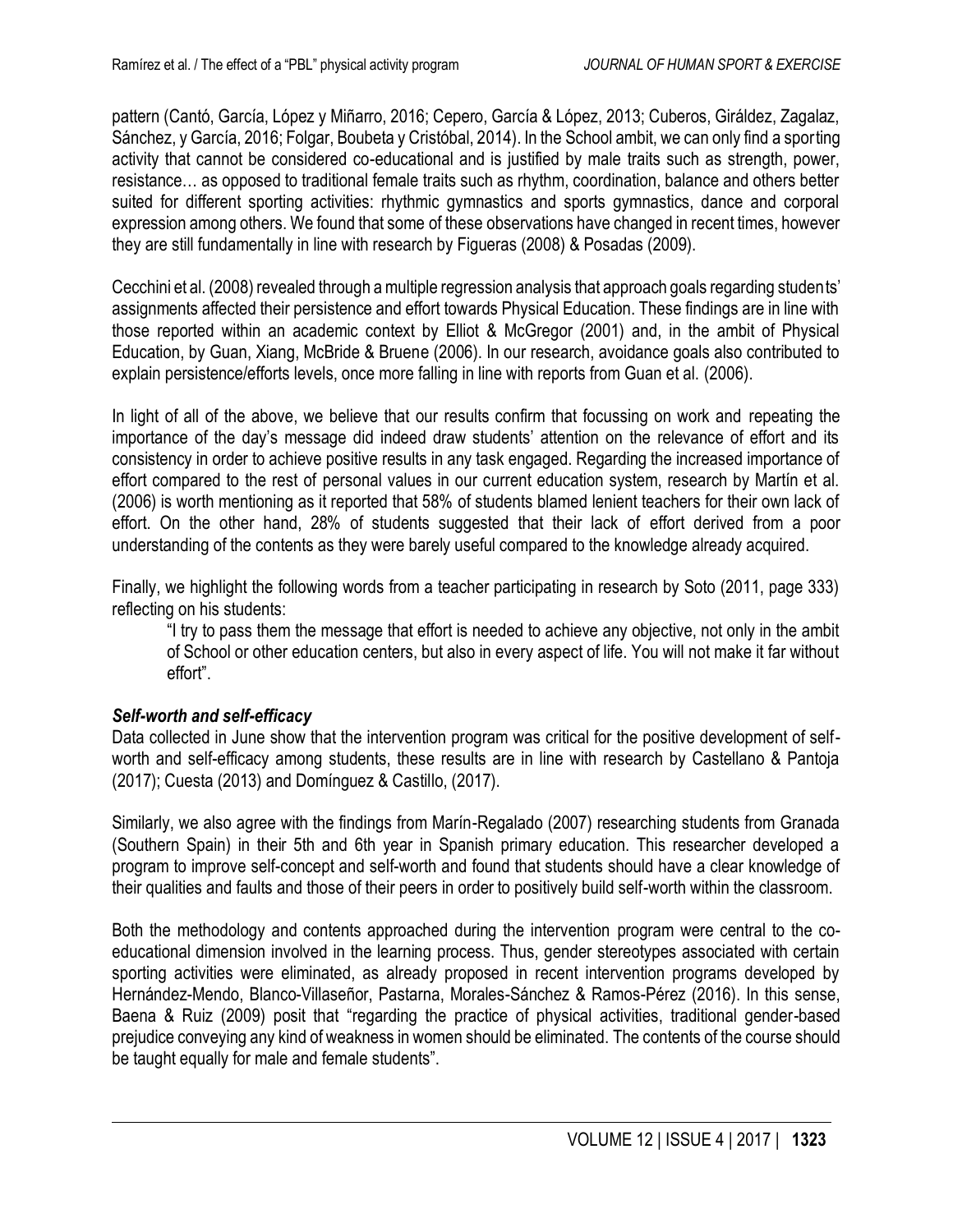pattern (Cantó, García, López y Miñarro, 2016; Cepero, García & López, 2013; Cuberos, Giráldez, Zagalaz, Sánchez, y García, 2016; Folgar, Boubeta y Cristóbal, 2014). In the School ambit, we can only find a sporting activity that cannot be considered co-educational and is justified by male traits such as strength, power, resistance… as opposed to traditional female traits such as rhythm, coordination, balance and others better suited for different sporting activities: rhythmic gymnastics and sports gymnastics, dance and corporal expression among others. We found that some of these observations have changed in recent times, however they are still fundamentally in line with research by Figueras (2008) & Posadas (2009).

Cecchini et al. (2008) revealed through a multiple regression analysis that approach goals regarding students' assignments affected their persistence and effort towards Physical Education. These findings are in line with those reported within an academic context by Elliot & McGregor (2001) and, in the ambit of Physical Education, by Guan, Xiang, McBride & Bruene (2006). In our research, avoidance goals also contributed to explain persistence/efforts levels, once more falling in line with reports from Guan et al. (2006).

In light of all of the above, we believe that our results confirm that focussing on work and repeating the importance of the day's message did indeed draw students' attention on the relevance of effort and its consistency in order to achieve positive results in any task engaged. Regarding the increased importance of effort compared to the rest of personal values in our current education system, research by Martín et al. (2006) is worth mentioning as it reported that 58% of students blamed lenient teachers for their own lack of effort. On the other hand, 28% of students suggested that their lack of effort derived from a poor understanding of the contents as they were barely useful compared to the knowledge already acquired.

Finally, we highlight the following words from a teacher participating in research by Soto (2011, page 333) reflecting on his students:

> "I try to pass them the message that effort is needed to achieve any objective, not only in the ambit of School or other education centers, but also in every aspect of life. You will not make it far without effort".

### *Self-worth and self-efficacy*

Data collected in June show that the intervention program was critical for the positive development of self-worth and self-efficacy among students, these results are in line with research by Castellano & Pantoja (2017); Cuesta (2013) and Domínguez & Castillo, (2017).

Similarly, we also agree with the findings from Marín-Regalado (2007) researching students from Granada (Southern Spain) in their 5th and 6th year in Spanish primary education. This researcher developed a program to improve self-concept and self-worth and found that students should have a clear knowledge of their qualities and faults and those of their peers in order to positively build self-worth within the classroom.

Both the methodology and contents approached during the intervention program were central to the co-educational dimension involved in the learning process. Thus, gender stereotypes associated with certain sporting activities were eliminated, as already proposed in recent intervention programs developed by Hernández-Mendo, Blanco-Villaseñor, Pastarna, Morales-Sánchez & Ramos-Pérez (2016). In this sense, Baena & Ruiz (2009) posit that "regarding the practice of physical activities, traditional gender-based prejudice conveying any kind of weakness in women should be eliminated. The contents of the course should be taught equally for male and female students".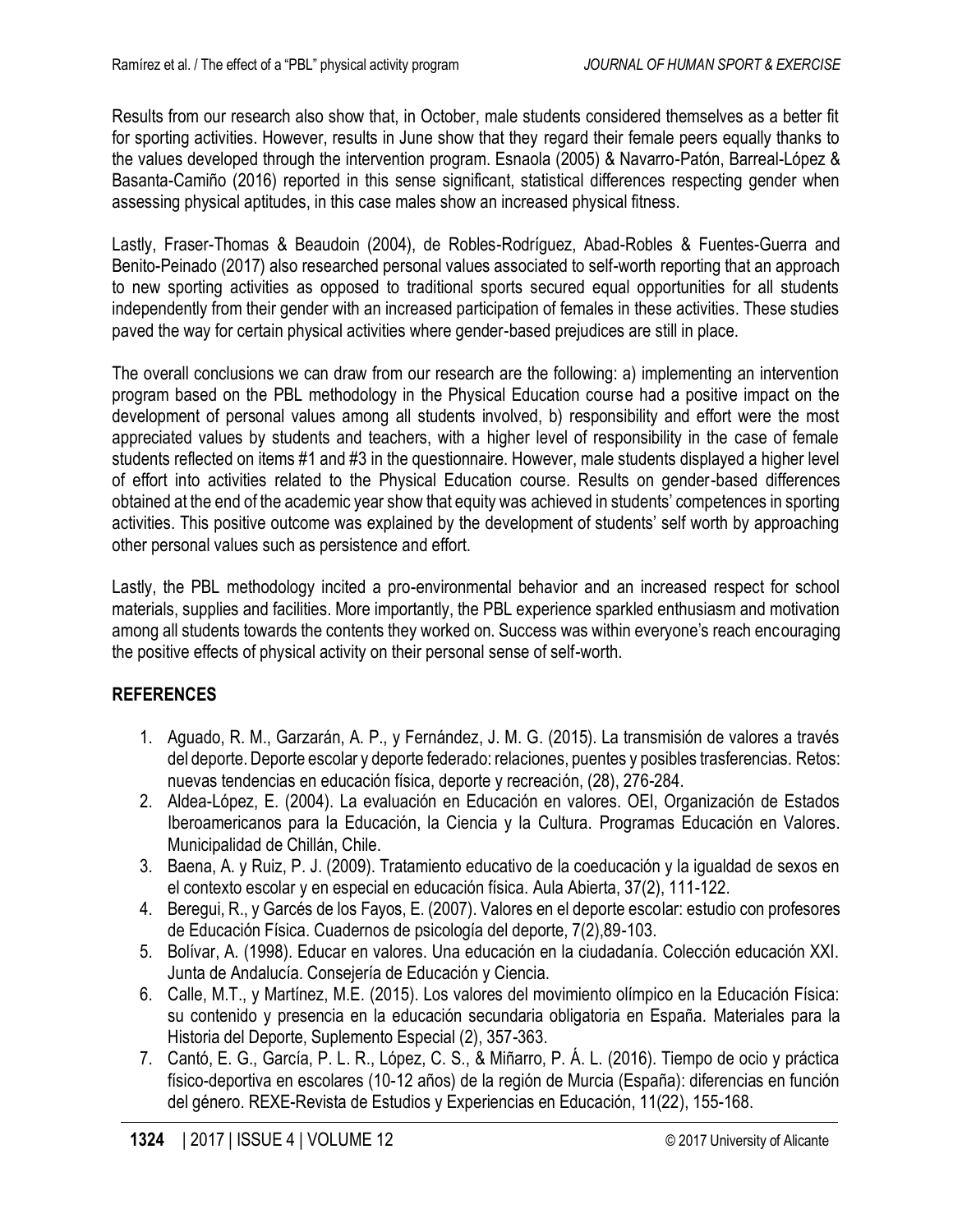Results from our research also show that, in October, male students considered themselves as a better fit for sporting activities. However, results in June show that they regard their female peers equally thanks to the values developed through the intervention program. Esnaola (2005) & Navarro-Patón, Barreal-López & Basanta-Camiño (2016) reported in this sense significant, statistical differences respecting gender when assessing physical aptitudes, in this case males show an increased physical fitness.

Lastly, Fraser-Thomas & Beaudoin (2004), de Robles-Rodríguez, Abad-Robles & Fuentes-Guerra and Benito-Peinado (2017) also researched personal values associated to self-worth reporting that an approach to new sporting activities as opposed to traditional sports secured equal opportunities for all students independently from their gender with an increased participation of females in these activities. These studies paved the way for certain physical activities where gender-based prejudices are still in place.

The overall conclusions we can draw from our research are the following: a) implementing an intervention program based on the PBL methodology in the Physical Education course had a positive impact on the development of personal values among all students involved, b) responsibility and effort were the most appreciated values by students and teachers, with a higher level of responsibility in the case of female students reflected on items #1 and #3 in the questionnaire. However, male students displayed a higher level of effort into activities related to the Physical Education course. Results on gender-based differences obtained at the end of the academic year show that equity was achieved in students' competences in sporting activities. This positive outcome was explained by the development of students' self worth by approaching other personal values such as persistence and effort.

Lastly, the PBL methodology incited a pro-environmental behavior and an increased respect for school materials, supplies and facilities. More importantly, the PBL experience sparkled enthusiasm and motivation among all students towards the contents they worked on. Success was within everyone's reach encouraging the positive effects of physical activity on their personal sense of self-worth.

## REFERENCES

1. Aguado, R. M., Garzarán, A. P., y Fernández, J. M. G. (2015). La transmisión de valores a través del deporte. Deporte escolar y deporte federado: relaciones, puentes y posibles trasferencias. Retos: nuevas tendencias en educación física, deporte y recreación, (28), 276-284.
2. Aldea-López, E. (2004). La evaluación en Educación en valores. OEI, Organización de Estados Iberoamericanos para la Educación, la Ciencia y la Cultura. Programas Educación en Valores. Municipalidad de Chillán, Chile.
3. Baena, A. y Ruiz, P. J. (2009). Tratamiento educativo de la coeducación y la igualdad de sexos en el contexto escolar y en especial en educación física. Aula Abierta, 37(2), 111-122.
4. Beregui, R., y Garcés de los Fayos, E. (2007). Valores en el deporte escolar: estudio con profesores de Educación Física. Cuadernos de psicología del deporte, 7(2),89-103.
5. Bolívar, A. (1998). Educar en valores. Una educación en la ciudadanía. Colección educación XXI. Junta de Andalucía. Consejería de Educación y Ciencia.
6. Calle, M.T., y Martínez, M.E. (2015). Los valores del movimiento olímpico en la Educación Física: su contenido y presencia en la educación secundaria obligatoria en España. Materiales para la Historia del Deporte, Suplemento Especial (2), 357-363.
7. Cantó, E. G., García, P. L. R., López, C. S., & Miñarro, P. Á. L. (2016). Tiempo de ocio y práctica físico-deportiva en escolares (10-12 años) de la región de Murcia (España): diferencias en función del género. REXE-Revista de Estudios y Experiencias en Educación, 11(22), 155-168.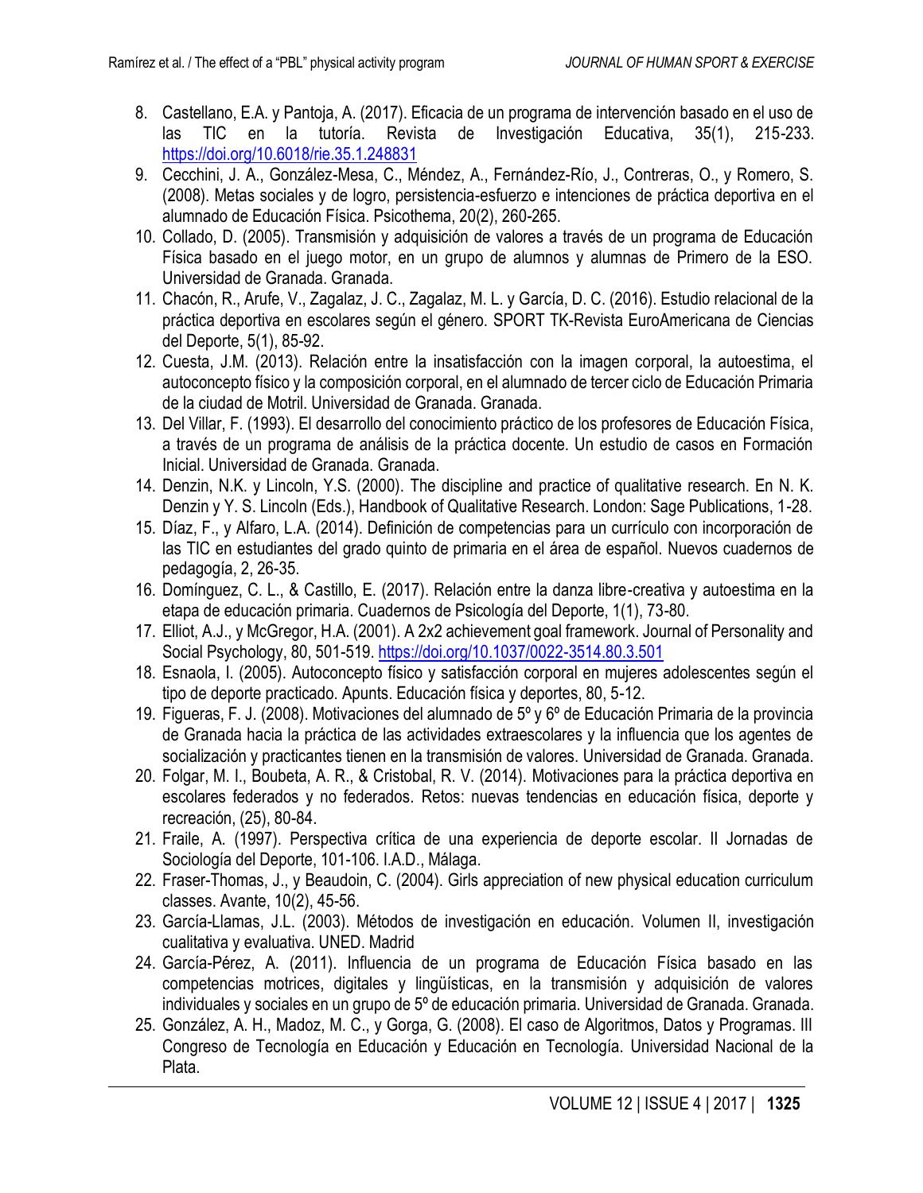8. Castellano, E.A. y Pantoja, A. (2017). Eficacia de un programa de intervención basado en el uso de las TIC en la tutoría. Revista de Investigación Educativa, 35(1), 215-233. https://doi.org/10.6018/rie.35.1.248831
9. Cecchini, J. A., González-Mesa, C., Méndez, A., Fernández-Río, J., Contreras, O., y Romero, S. (2008). Metas sociales y de logro, persistencia-esfuerzo e intenciones de práctica deportiva en el alumnado de Educación Física. Psicothema, 20(2), 260-265.
10. Collado, D. (2005). Transmisión y adquisición de valores a través de un programa de Educación Física basado en el juego motor, en un grupo de alumnos y alumnas de Primero de la ESO. Universidad de Granada. Granada.
11. Chacón, R., Arufe, V., Zagalaz, J. C., Zagalaz, M. L. y García, D. C. (2016). Estudio relacional de la práctica deportiva en escolares según el género. SPORT TK-Revista EuroAmericana de Ciencias del Deporte, 5(1), 85-92.
12. Cuesta, J.M. (2013). Relación entre la insatisfacción con la imagen corporal, la autoestima, el autoconcepto físico y la composición corporal, en el alumnado de tercer ciclo de Educación Primaria de la ciudad de Motril. Universidad de Granada. Granada.
13. Del Villar, F. (1993). El desarrollo del conocimiento práctico de los profesores de Educación Física, a través de un programa de análisis de la práctica docente. Un estudio de casos en Formación Inicial. Universidad de Granada. Granada.
14. Denzin, N.K. y Lincoln, Y.S. (2000). The discipline and practice of qualitative research. En N. K. Denzin y Y. S. Lincoln (Eds.), Handbook of Qualitative Research. London: Sage Publications, 1-28.
15. Díaz, F., y Alfaro, L.A. (2014). Definición de competencias para un currículo con incorporación de las TIC en estudiantes del grado quinto de primaria en el área de español. Nuevos cuadernos de pedagogía, 2, 26-35.
16. Domínguez, C. L., & Castillo, E. (2017). Relación entre la danza libre-creativa y autoestima en la etapa de educación primaria. Cuadernos de Psicología del Deporte, 1(1), 73-80.
17. Elliot, A.J., y McGregor, H.A. (2001). A 2x2 achievement goal framework. Journal of Personality and Social Psychology, 80, 501-519. https://doi.org/10.1037/0022-3514.80.3.501
18. Esnaola, I. (2005). Autoconcepto físico y satisfacción corporal en mujeres adolescentes según el tipo de deporte practicado. Apunts. Educación física y deportes, 80, 5-12.
19. Figueras, F. J. (2008). Motivaciones del alumnado de 5º y 6º de Educación Primaria de la provincia de Granada hacia la práctica de las actividades extraescolares y la influencia que los agentes de socialización y practicantes tienen en la transmisión de valores. Universidad de Granada. Granada.
20. Folgar, M. I., Boubeta, A. R., & Cristobal, R. V. (2014). Motivaciones para la práctica deportiva en escolares federados y no federados. Retos: nuevas tendencias en educación física, deporte y recreación, (25), 80-84.
21. Fraile, A. (1997). Perspectiva crítica de una experiencia de deporte escolar. II Jornadas de Sociología del Deporte, 101-106. I.A.D., Málaga.
22. Fraser-Thomas, J., y Beaudoin, C. (2004). Girls appreciation of new physical education curriculum classes. Avante, 10(2), 45-56.
23. García-Llamas, J.L. (2003). Métodos de investigación en educación. Volumen II, investigación cualitativa y evaluativa. UNED. Madrid
24. García-Pérez, A. (2011). Influencia de un programa de Educación Física basado en las competencias motrices, digitales y lingüísticas, en la transmisión y adquisición de valores individuales y sociales en un grupo de 5º de educación primaria. Universidad de Granada. Granada.
25. González, A. H., Madoz, M. C., y Gorga, G. (2008). El caso de Algoritmos, Datos y Programas. III Congreso de Tecnología en Educación y Educación en Tecnología. Universidad Nacional de la Plata.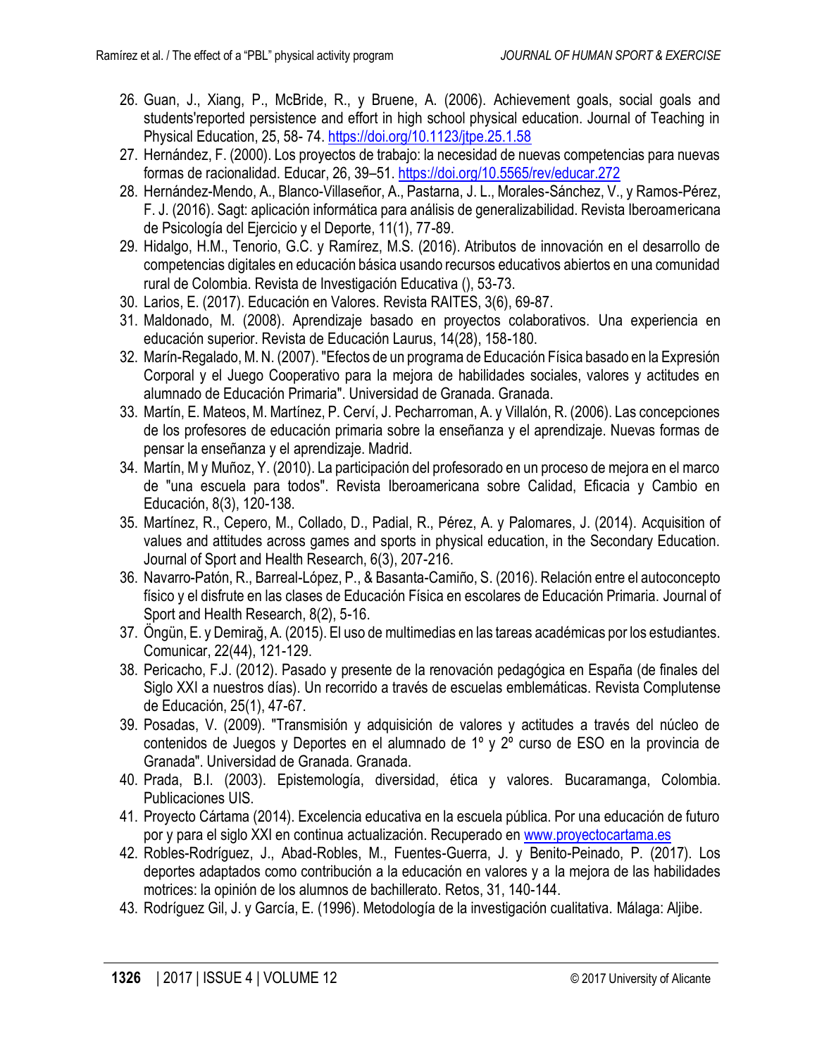26. Guan, J., Xiang, P., McBride, R., y Bruene, A. (2006). Achievement goals, social goals and students'reported persistence and effort in high school physical education. Journal of Teaching in Physical Education, 25, 58- 74. https://doi.org/10.1123/jtpe.25.1.58
27. Hernández, F. (2000). Los proyectos de trabajo: la necesidad de nuevas competencias para nuevas formas de racionalidad. Educar, 26, 39–51. https://doi.org/10.5565/rev/educar.272
28. Hernández-Mendo, A., Blanco-Villaseñor, A., Pastarna, J. L., Morales-Sánchez, V., y Ramos-Pérez, F. J. (2016). Sagt: aplicación informática para análisis de generalizabilidad. Revista Iberoamericana de Psicología del Ejercicio y el Deporte, 11(1), 77-89.
29. Hidalgo, H.M., Tenorio, G.C. y Ramírez, M.S. (2016). Atributos de innovación en el desarrollo de competencias digitales en educación básica usando recursos educativos abiertos en una comunidad rural de Colombia. Revista de Investigación Educativa (), 53-73.
30. Larios, E. (2017). Educación en Valores. Revista RAITES, 3(6), 69-87.
31. Maldonado, M. (2008). Aprendizaje basado en proyectos colaborativos. Una experiencia en educación superior. Revista de Educación Laurus, 14(28), 158-180.
32. Marín-Regalado, M. N. (2007). "Efectos de un programa de Educación Física basado en la Expresión Corporal y el Juego Cooperativo para la mejora de habilidades sociales, valores y actitudes en alumnado de Educación Primaria". Universidad de Granada. Granada.
33. Martín, E. Mateos, M. Martínez, P. Cerví, J. Pecharroman, A. y Villalón, R. (2006). Las concepciones de los profesores de educación primaria sobre la enseñanza y el aprendizaje. Nuevas formas de pensar la enseñanza y el aprendizaje. Madrid.
34. Martín, M y Muñoz, Y. (2010). La participación del profesorado en un proceso de mejora en el marco de "una escuela para todos". Revista Iberoamericana sobre Calidad, Eficacia y Cambio en Educación, 8(3), 120-138.
35. Martínez, R., Cepero, M., Collado, D., Padial, R., Pérez, A. y Palomares, J. (2014). Acquisition of values and attitudes across games and sports in physical education, in the Secondary Education. Journal of Sport and Health Research, 6(3), 207-216.
36. Navarro-Patón, R., Barreal-López, P., & Basanta-Camiño, S. (2016). Relación entre el autoconcepto físico y el disfrute en las clases de Educación Física en escolares de Educación Primaria. Journal of Sport and Health Research, 8(2), 5-16.
37. Öngün, E. y Demirağ, A. (2015). El uso de multimedias en las tareas académicas por los estudiantes. Comunicar, 22(44), 121-129.
38. Pericacho, F.J. (2012). Pasado y presente de la renovación pedagógica en España (de finales del Siglo XXI a nuestros días). Un recorrido a través de escuelas emblemáticas. Revista Complutense de Educación, 25(1), 47-67.
39. Posadas, V. (2009). "Transmisión y adquisición de valores y actitudes a través del núcleo de contenidos de Juegos y Deportes en el alumnado de 1º y 2º curso de ESO en la provincia de Granada". Universidad de Granada. Granada.
40. Prada, B.I. (2003). Epistemología, diversidad, ética y valores. Bucaramanga, Colombia. Publicaciones UIS.
41. Proyecto Cártama (2014). Excelencia educativa en la escuela pública. Por una educación de futuro por y para el siglo XXI en continua actualización. Recuperado en www.proyectocartama.es
42. Robles-Rodríguez, J., Abad-Robles, M., Fuentes-Guerra, J. y Benito-Peinado, P. (2017). Los deportes adaptados como contribución a la educación en valores y a la mejora de las habilidades motrices: la opinión de los alumnos de bachillerato. Retos, 31, 140-144.
43. Rodríguez Gil, J. y García, E. (1996). Metodología de la investigación cualitativa. Málaga: Aljibe.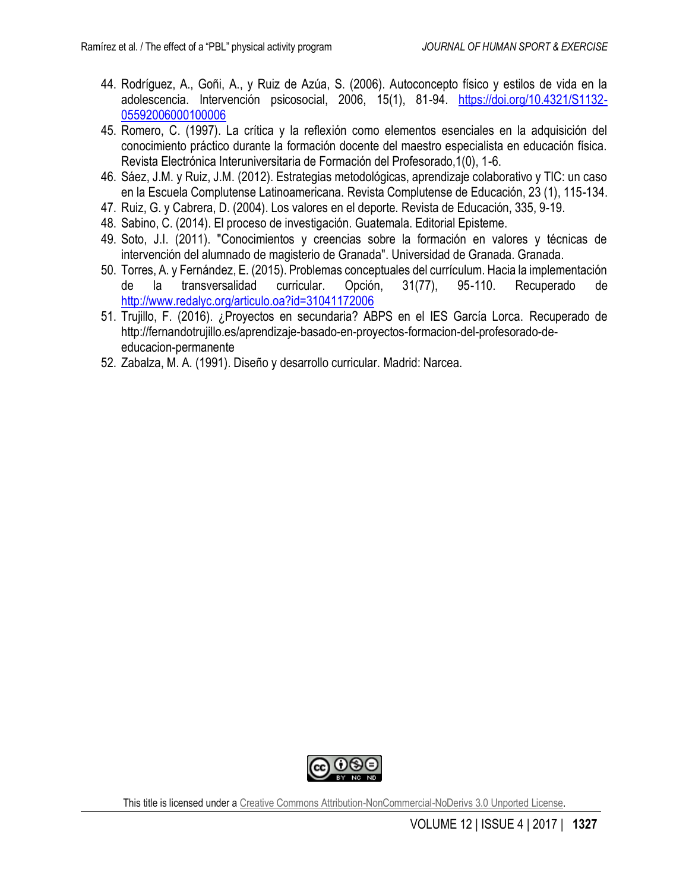44. Rodríguez, A., Goñi, A., y Ruiz de Azúa, S. (2006). Autoconcepto físico y estilos de vida en la adolescencia. Intervención psicosocial, 2006, 15(1), 81-94. https://doi.org/10.4321/S1132-05592006000100006
45. Romero, C. (1997). La crítica y la reflexión como elementos esenciales en la adquisición del conocimiento práctico durante la formación docente del maestro especialista en educación física. Revista Electrónica Interuniversitaria de Formación del Profesorado,1(0), 1-6.
46. Sáez, J.M. y Ruiz, J.M. (2012). Estrategias metodológicas, aprendizaje colaborativo y TIC: un caso en la Escuela Complutense Latinoamericana. Revista Complutense de Educación, 23 (1), 115-134.
47. Ruiz, G. y Cabrera, D. (2004). Los valores en el deporte. Revista de Educación, 335, 9-19.
48. Sabino, C. (2014). El proceso de investigación. Guatemala. Editorial Episteme.
49. Soto, J.I. (2011). "Conocimientos y creencias sobre la formación en valores y técnicas de intervención del alumnado de magisterio de Granada". Universidad de Granada. Granada.
50. Torres, A. y Fernández, E. (2015). Problemas conceptuales del currículum. Hacia la implementación de la transversalidad curricular. Opción, 31(77), 95-110. Recuperado de http://www.redalyc.org/articulo.oa?id=31041172006
51. Trujillo, F. (2016). ¿Proyectos en secundaria? ABPS en el IES García Lorca. Recuperado de http://fernandotrujillo.es/aprendizaje-basado-en-proyectos-formacion-del-profesorado-de-educacion-permanente
52. Zabalza, M. A. (1991). Diseño y desarrollo curricular. Madrid: Narcea.

This title is licensed under a Creative Commons Attribution-NonCommercial-NoDerivs 3.0 Unported License.